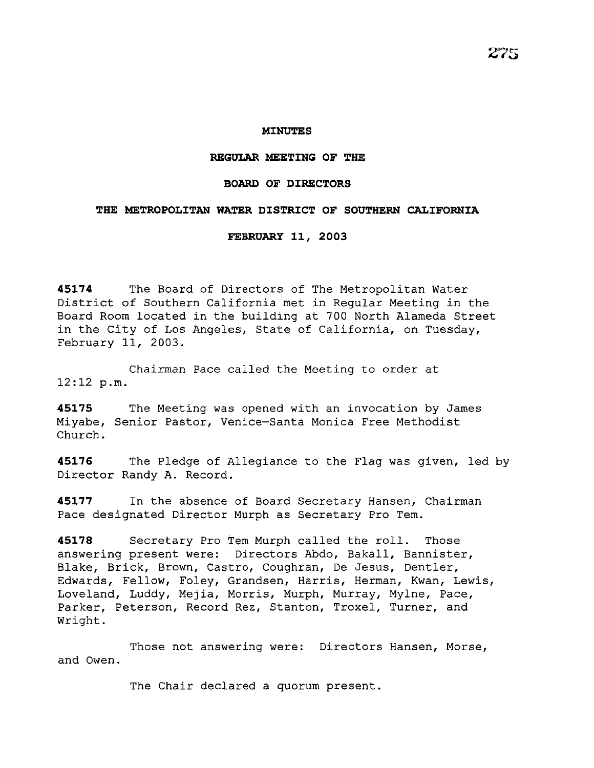**MINUTES**

**REGULAR MEETING OF THE**

**BOARD OF DIRECTORS**

**THE METROPOLITAN WATER DISTRICT OF SOUTHERN CALIFORNIA**

**FEBRUARY 11, 2003**

**45174** The Board of Directors of The Metropolitan Water District of Southern California met in Regular Meeting in the Board Room located in the building at 700 North Alameda Street in the City of Los Angeles, State of California, on Tuesday, February 11, 2003.

Chairman Pace called the Meeting to order at 12:12 p.m.

**45175** The Meeting was opened with an invocation by James Miyabe, Senior Pastor, Venice—Santa Monica Free Methodist Church.

**45176** The Pledge of Allegiance to the Flag was given, led by Director Randy A. Record.

**45177** In the absence of Board Secretary Hansen, Chairman Pace designated Director Murph as Secretary Pro Tem.

**45178** Secretary Pro Tem Murph called the roll. Those answering present were: Directors Abdo, Bakall, Bannister, Blake, Brick, Brown, Castro, Coughran, De Jesus, Dentler, Edwards, Fellow, Foley, Grandsen, Harris, Herman, Kwan, Lewis, Loveland, Luddy, Mejia, Morris, Murph, Murray, Mylne, Pace, Parker, Peterson, Record Rez, Stanton, Troxel, Turner, and Wright.

Those not answering were: Directors Hansen, Morse, and Owen.

The Chair declared a quorum present.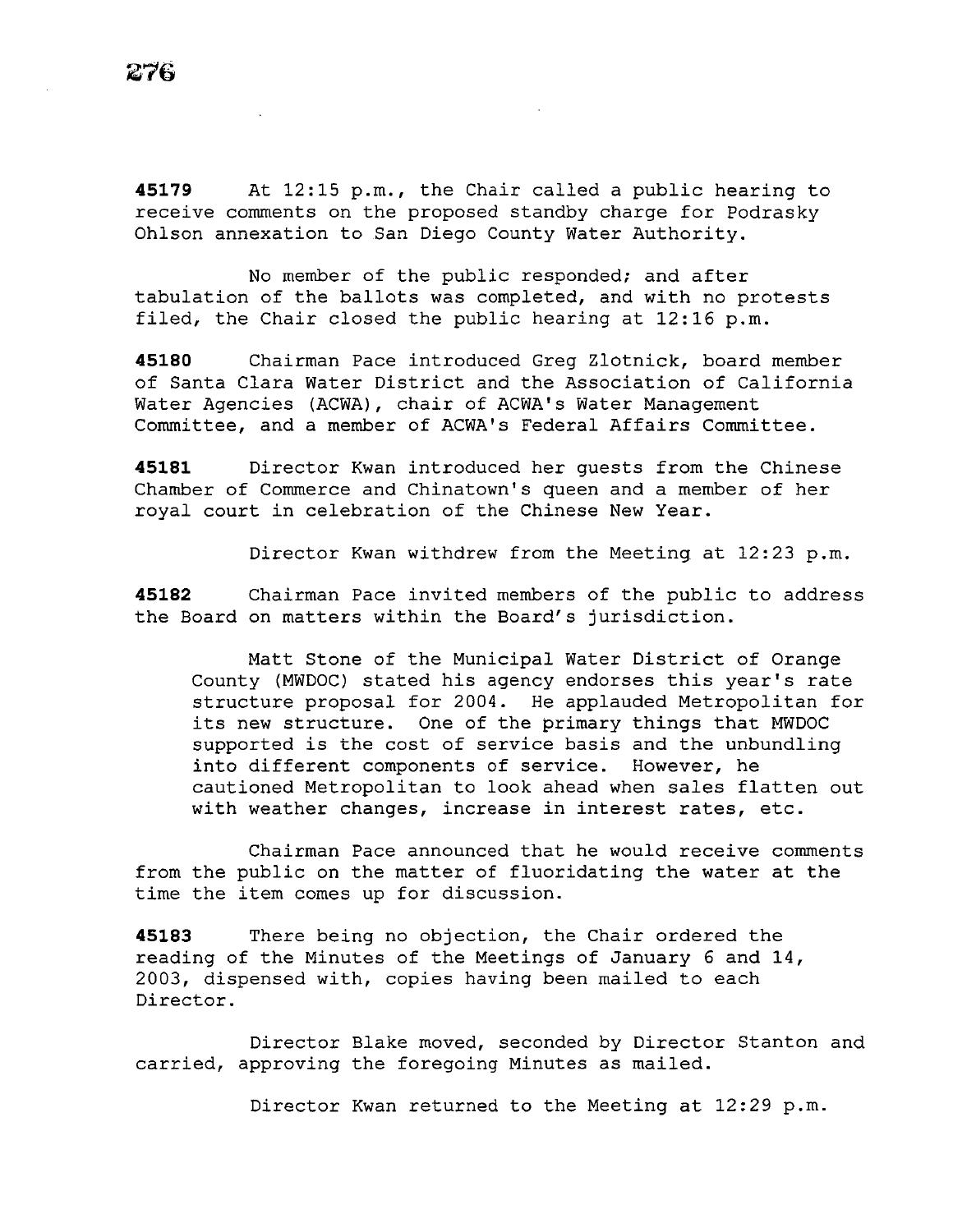**45179** At 12:15 p.m., the Chair called a public hearing to receive comments on the proposed standby charge for Podrasky Ohlson annexation to San Diego County Water Authority.

No member of the public responded; and after tabulation of the ballots was completed, and with no protests filed, the Chair closed the public hearing at 12:16 p.m.

**45180** Chairman Pace introduced Greg Zlotnick, board member of Santa Clara Water District and the Association of California Water Agencies (ACWA), chair of ACWA's Water Management Committee, and a member of ACWA's Federal Affairs Committee.

**45181** Director Kwan introduced her guests from the Chinese Chamber of Commerce and Chinatown's queen and a member of her royal court in celebration of the Chinese New Year.

Director Kwan withdrew from the Meeting at 12:23 p.m.

**45182** Chairman Pace invited members of the public to address the Board on matters within the Board's jurisdiction.

> Matt Stone of the Municipal Water District of Orange County (MWDOC) stated his agency endorses this year's rate structure proposal for 2004. He applauded Metropolitan for its new structure. One of the primary things that MWDOC supported is the cost of service basis and the unbundling into different components of service. However, he cautioned Metropolitan to look ahead when sales flatten out with weather changes, increase in interest rates, etc.

Chairman Pace announced that he would receive comments from the public on the matter of fluoridating the water at the time the item comes up for discussion.

**45183** There being no objection, the Chair ordered the reading of the Minutes of the Meetings of January 6 and 14, 2003, dispensed with, copies having been mailed to each Director.

Director Blake moved, seconded by Director Stanton and carried, approving the foregoing Minutes as mailed.

Director Kwan returned to the Meeting at 12:29 p.m.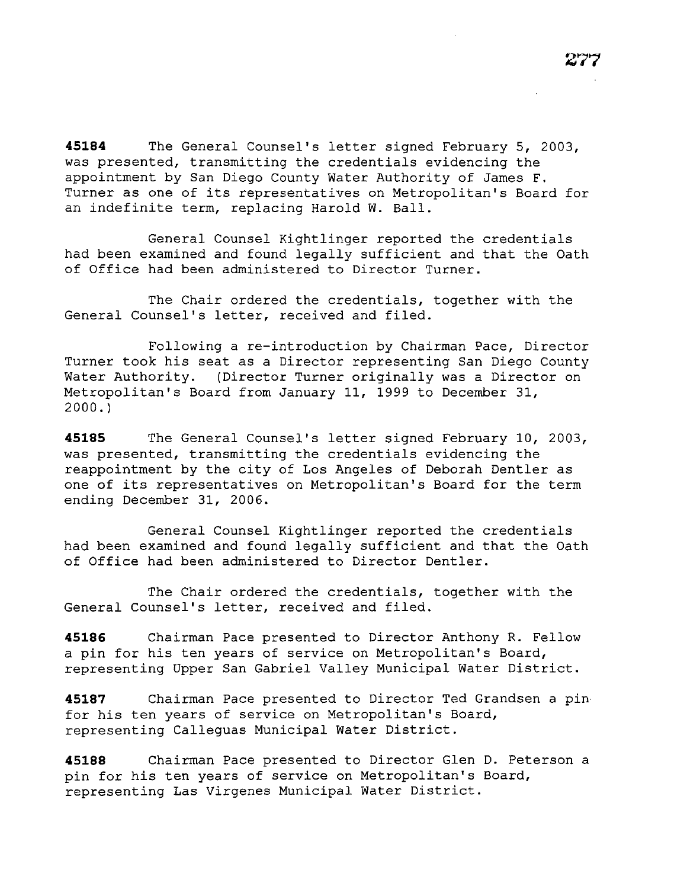**45184** The General Counsel's letter signed February 5, 2003, was presented, transmitting the credentials evidencing the appointment by San Diego County Water Authority of James F. Turner as one of its representatives on Metropolitan's Board for an indefinite term, replacing Harold W. Ball.

General Counsel Kightlinger reported the credentials had been examined and found legally sufficient and that the Oath of Office had been administered to Director Turner.

The Chair ordered the credentials, together with the General Counsel's letter, received and filed.

Following a re-introduction by Chairman Pace, Director Turner took his seat as a Director representing San Diego County Water Authority. (Director Turner originally was a Director on Metropolitan's Board from January 11, 1999 to December 31, 2000.)

**45185** The General Counsel's letter signed February 10, 2003, was presented, transmitting the credentials evidencing the reappointment by the city of Los Angeles of Deborah Dentler as one of its representatives on Metropolitan's Board for the term ending December 31, 2006.

General Counsel Kightlinger reported the credentials had been examined and found legally sufficient and that the Oath of Office had been administered to Director Dentler.

The Chair ordered the credentials, together with the General Counsel's letter, received and filed.

**45186** Chairman Pace presented to Director Anthony R. Fellow a pin for his ten years of service on Metropolitan's Board, representing Upper San Gabriel Valley Municipal Water District.

**45187** Chairman Pace presented to Director Ted Grandsen a pin for his ten years of service on Metropolitan's Board, representing Calleguas Municipal Water District.

**45188** Chairman Pace presented to Director Glen D. Peterson a pin for his ten years of service on Metropolitan's Board, representing Las Virgenes Municipal Water District.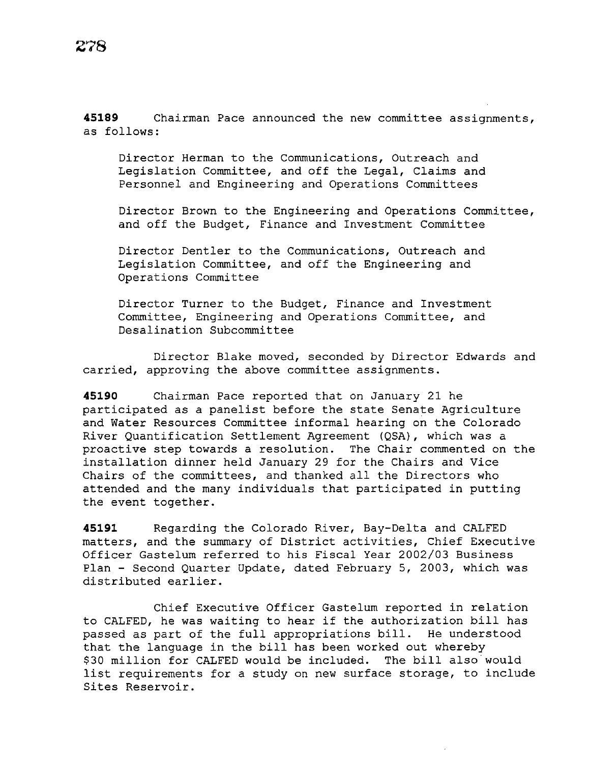**45189** Chairman Pace announced the new committee assignments, as follows:

> Director Herman to the Communications, Outreach and Legislation Committee, and off the Legal, Claims and Personnel and Engineering and Operations Committees
>
> Director Brown to the Engineering and Operations Committee, and off the Budget, Finance and Investment Committee
>
> Director Dentler to the Communications, Outreach and Legislation Committee, and off the Engineering and Operations Committee
>
> Director Turner to the Budget, Finance and Investment Committee, Engineering and Operations Committee, and Desalination Subcommittee

Director Blake moved, seconded by Director Edwards and carried, approving the above committee assignments.

**45190** Chairman Pace reported that on January 21 he participated as a panelist before the state Senate Agriculture and Water Resources Committee informal hearing on the Colorado River Quantification Settlement Agreement (QSA), which was a proactive step towards a resolution. The Chair commented on the installation dinner held January 29 for the Chairs and Vice Chairs of the committees, and thanked all the Directors who attended and the many individuals that participated in putting the event together.

**45191** Regarding the Colorado River, Bay-Delta and CALFED matters, and the summary of District activities, Chief Executive Officer Gastelum referred to his Fiscal Year 2002/03 Business Plan - Second Quarter Update, dated February 5, 2003, which was distributed earlier.

Chief Executive Officer Gastelum reported in relation to CALFED, he was waiting to hear if the authorization bill has passed as part of the full appropriations bill. He understood that the language in the bill has been worked out whereby $30 million for CALFED would be included. The bill also would list requirements for a study on new surface storage, to include Sites Reservoir.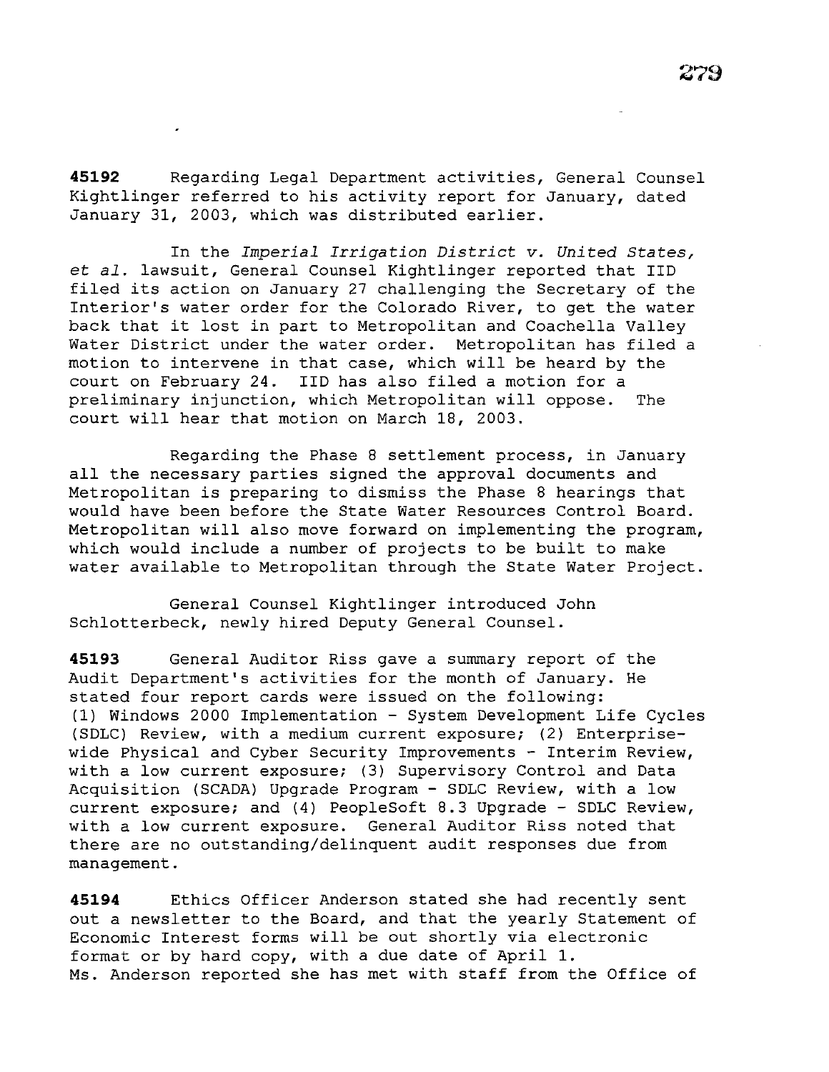**45192** Regarding Legal Department activities, General Counsel Kightlinger referred to his activity report for January, dated January 31, 2003, which was distributed earlier.

In the *Imperial Irrigation District v. United States, et al.* lawsuit, General Counsel Kightlinger reported that IID filed its action on January 27 challenging the Secretary of the Interior's water order for the Colorado River, to get the water back that it lost in part to Metropolitan and Coachella Valley Water District under the water order. Metropolitan has filed a motion to intervene in that case, which will be heard by the court on February 24. IID has also filed a motion for a preliminary injunction, which Metropolitan will oppose. The court will hear that motion on March 18, 2003.

Regarding the Phase 8 settlement process, in January all the necessary parties signed the approval documents and Metropolitan is preparing to dismiss the Phase 8 hearings that would have been before the State Water Resources Control Board. Metropolitan will also move forward on implementing the program, which would include a number of projects to be built to make water available to Metropolitan through the State Water Project.

General Counsel Kightlinger introduced John Schlotterbeck, newly hired Deputy General Counsel.

**45193** General Auditor Riss gave a summary report of the Audit Department's activities for the month of January. He stated four report cards were issued on the following: (1) Windows 2000 Implementation - System Development Life Cycles (SDLC) Review, with a medium current exposure; (2) Enterprise-wide Physical and Cyber Security Improvements - Interim Review, with a low current exposure; (3) Supervisory Control and Data Acquisition (SCADA) Upgrade Program - SDLC Review, with a low current exposure; and (4) PeopleSoft 8.3 Upgrade - SDLC Review, with a low current exposure. General Auditor Riss noted that there are no outstanding/delinquent audit responses due from management.

**45194** Ethics Officer Anderson stated she had recently sent out a newsletter to the Board, and that the yearly Statement of Economic Interest forms will be out shortly via electronic format or by hard copy, with a due date of April 1. Ms. Anderson reported she has met with staff from the Office of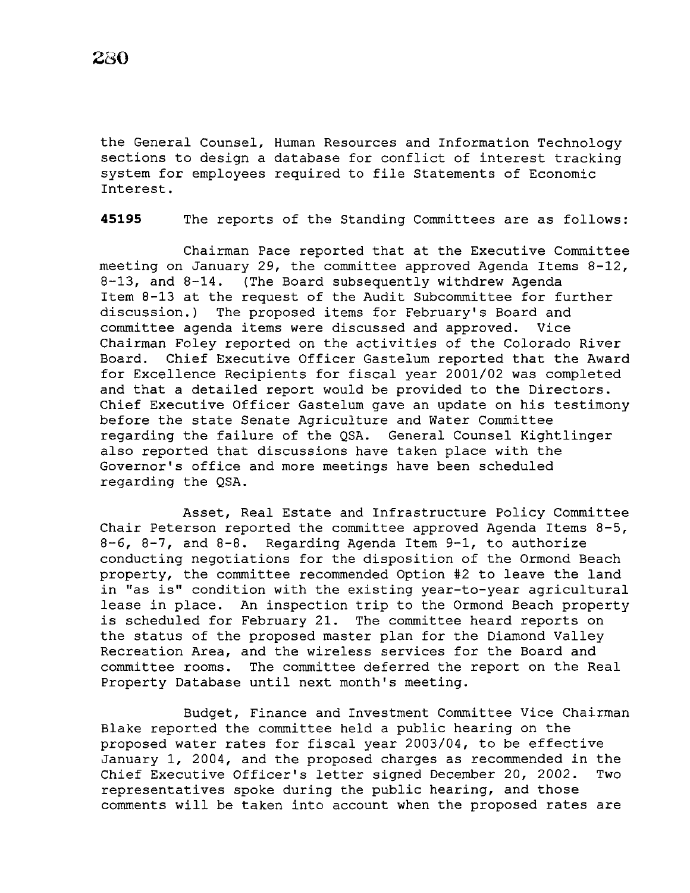the General Counsel, Human Resources and Information Technology sections to design a database for conflict of interest tracking system for employees required to file Statements of Economic Interest.

**45195** The reports of the Standing Committees are as follows:

Chairman Pace reported that at the Executive Committee meeting on January 29, the committee approved Agenda Items 8-12, 8-13, and 8-14. (The Board subsequently withdrew Agenda Item 8-13 at the request of the Audit Subcommittee for further discussion.) The proposed items for February's Board and committee agenda items were discussed and approved. Vice Chairman Foley reported on the activities of the Colorado River Board. Chief Executive Officer Gastelum reported that the Award for Excellence Recipients for fiscal year 2001/02 was completed and that a detailed report would be provided to the Directors. Chief Executive Officer Gastelum gave an update on his testimony before the state Senate Agriculture and Water Committee regarding the failure of the QSA. General Counsel Kightlinger also reported that discussions have taken place with the Governor's office and more meetings have been scheduled regarding the QSA.

Asset, Real Estate and Infrastructure Policy Committee Chair Peterson reported the committee approved Agenda Items 8-5, 8-6, 8-7, and 8-8. Regarding Agenda Item 9-1, to authorize conducting negotiations for the disposition of the Ormond Beach property, the committee recommended Option #2 to leave the land in "as is" condition with the existing year-to-year agricultural lease in place. An inspection trip to the Ormond Beach property is scheduled for February 21. The committee heard reports on the status of the proposed master plan for the Diamond Valley Recreation Area, and the wireless services for the Board and committee rooms. The committee deferred the report on the Real Property Database until next month's meeting.

Budget, Finance and Investment Committee Vice Chairman Blake reported the committee held a public hearing on the proposed water rates for fiscal year 2003/04, to be effective January 1, 2004, and the proposed charges as recommended in the Chief Executive Officer's letter signed December 20, 2002. Two representatives spoke during the public hearing, and those comments will be taken into account when the proposed rates are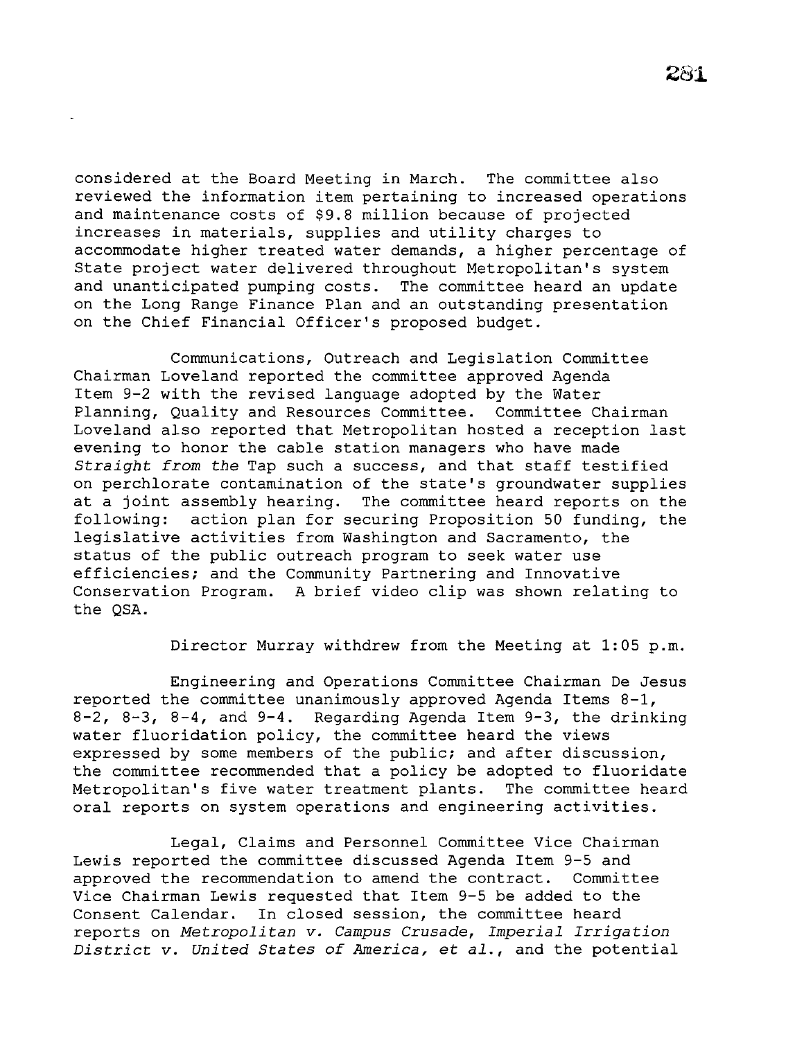considered at the Board Meeting in March. The committee also reviewed the information item pertaining to increased operations and maintenance costs of $9.8 million because of projected increases in materials, supplies and utility charges to accommodate higher treated water demands, a higher percentage of State project water delivered throughout Metropolitan's system and unanticipated pumping costs. The committee heard an update on the Long Range Finance Plan and an outstanding presentation on the Chief Financial Officer's proposed budget.

Communications, Outreach and Legislation Committee Chairman Loveland reported the committee approved Agenda Item 9-2 with the revised language adopted by the Water Planning, Quality and Resources Committee. Committee Chairman Loveland also reported that Metropolitan hosted a reception last evening to honor the cable station managers who have made *Straight from the* Tap such a success, and that staff testified on perchlorate contamination of the state's groundwater supplies at a joint assembly hearing. The committee heard reports on the following: action plan for securing Proposition 50 funding, the legislative activities from Washington and Sacramento, the status of the public outreach program to seek water use efficiencies; and the Community Partnering and Innovative Conservation Program. A brief video clip was shown relating to the QSA.

Director Murray withdrew from the Meeting at 1:05 p.m.

Engineering and Operations Committee Chairman De Jesus reported the committee unanimously approved Agenda Items 8-1, 8-2, 8-3, 8-4, and 9-4. Regarding Agenda Item 9-3, the drinking water fluoridation policy, the committee heard the views expressed by some members of the public; and after discussion, the committee recommended that a policy be adopted to fluoridate Metropolitan's five water treatment plants. The committee heard oral reports on system operations and engineering activities.

Legal, Claims and Personnel Committee Vice Chairman Lewis reported the committee discussed Agenda Item 9-5 and approved the recommendation to amend the contract. Committee Vice Chairman Lewis requested that Item 9-5 be added to the Consent Calendar. In closed session, the committee heard reports on *Metropolitan v. Campus Crusade*, *Imperial Irrigation District v. United States of America, et al.*, and the potential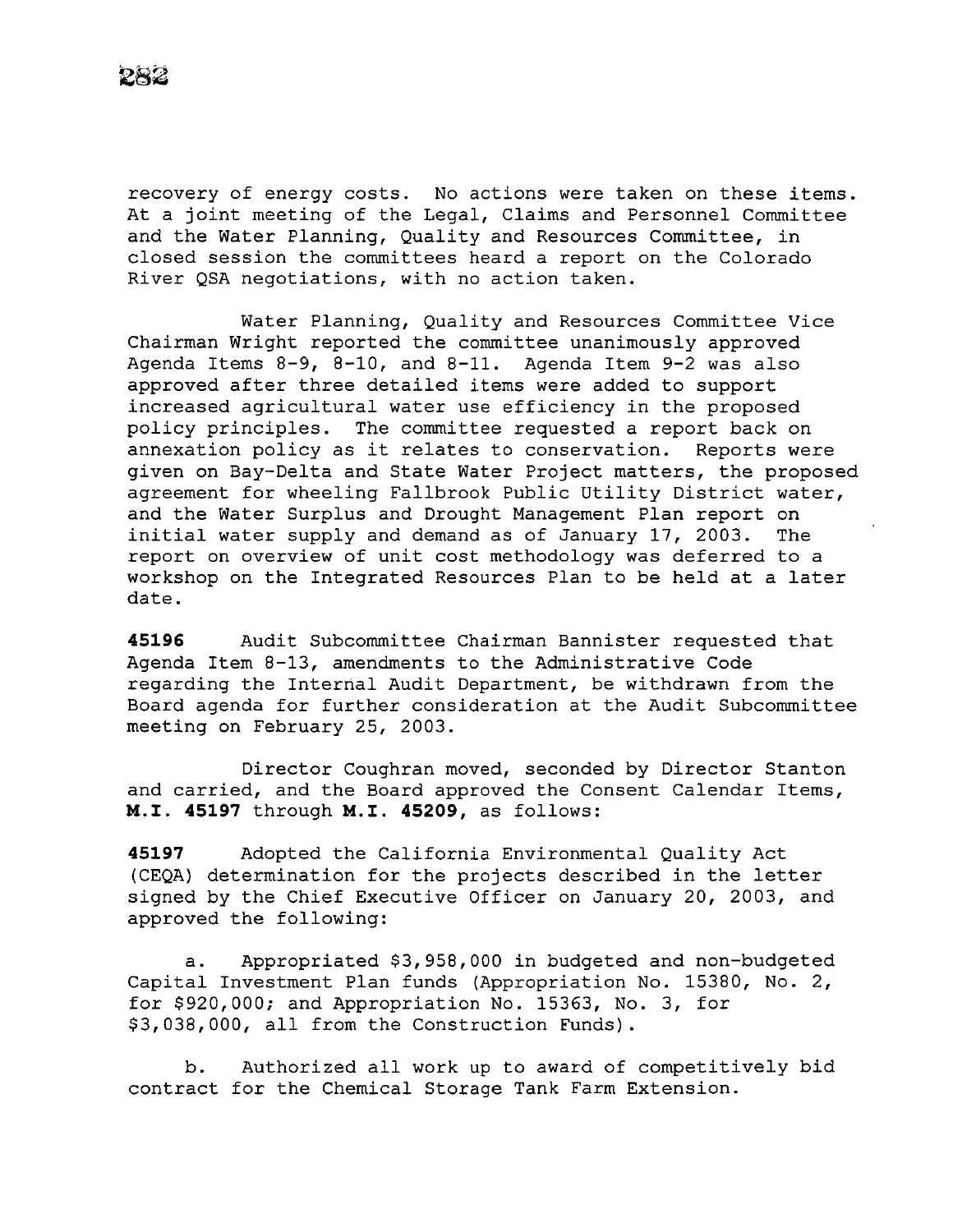recovery of energy costs. No actions were taken on these items. At a joint meeting of the Legal, Claims and Personnel Committee and the Water Planning, Quality and Resources Committee, in closed session the committees heard a report on the Colorado River QSA negotiations, with no action taken.

Water Planning, Quality and Resources Committee Vice Chairman Wright reported the committee unanimously approved Agenda Items 8-9, 8-10, and 8-11. Agenda Item 9-2 was also approved after three detailed items were added to support increased agricultural water use efficiency in the proposed policy principles. The committee requested a report back on annexation policy as it relates to conservation. Reports were given on Bay-Delta and State Water Project matters, the proposed agreement for wheeling Fallbrook Public Utility District water, and the Water Surplus and Drought Management Plan report on initial water supply and demand as of January 17, 2003. The report on overview of unit cost methodology was deferred to a workshop on the Integrated Resources Plan to be held at a later date.

**45196** Audit Subcommittee Chairman Bannister requested that Agenda Item 8-13, amendments to the Administrative Code regarding the Internal Audit Department, be withdrawn from the Board agenda for further consideration at the Audit Subcommittee meeting on February 25, 2003.

Director Coughran moved, seconded by Director Stanton and carried, and the Board approved the Consent Calendar Items, **M.I. 45197** through **M.I. 45209**, as follows:

**45197** Adopted the California Environmental Quality Act (CEQA) determination for the projects described in the letter signed by the Chief Executive Officer on January 20, 2003, and approved the following:

a. Appropriated $3,958,000 in budgeted and non-budgeted Capital Investment Plan funds (Appropriation No. 15380, No. 2, for $920,000; and Appropriation No. 15363, No. 3, for $3,038,000, all from the Construction Funds).

b. Authorized all work up to award of competitively bid contract for the Chemical Storage Tank Farm Extension.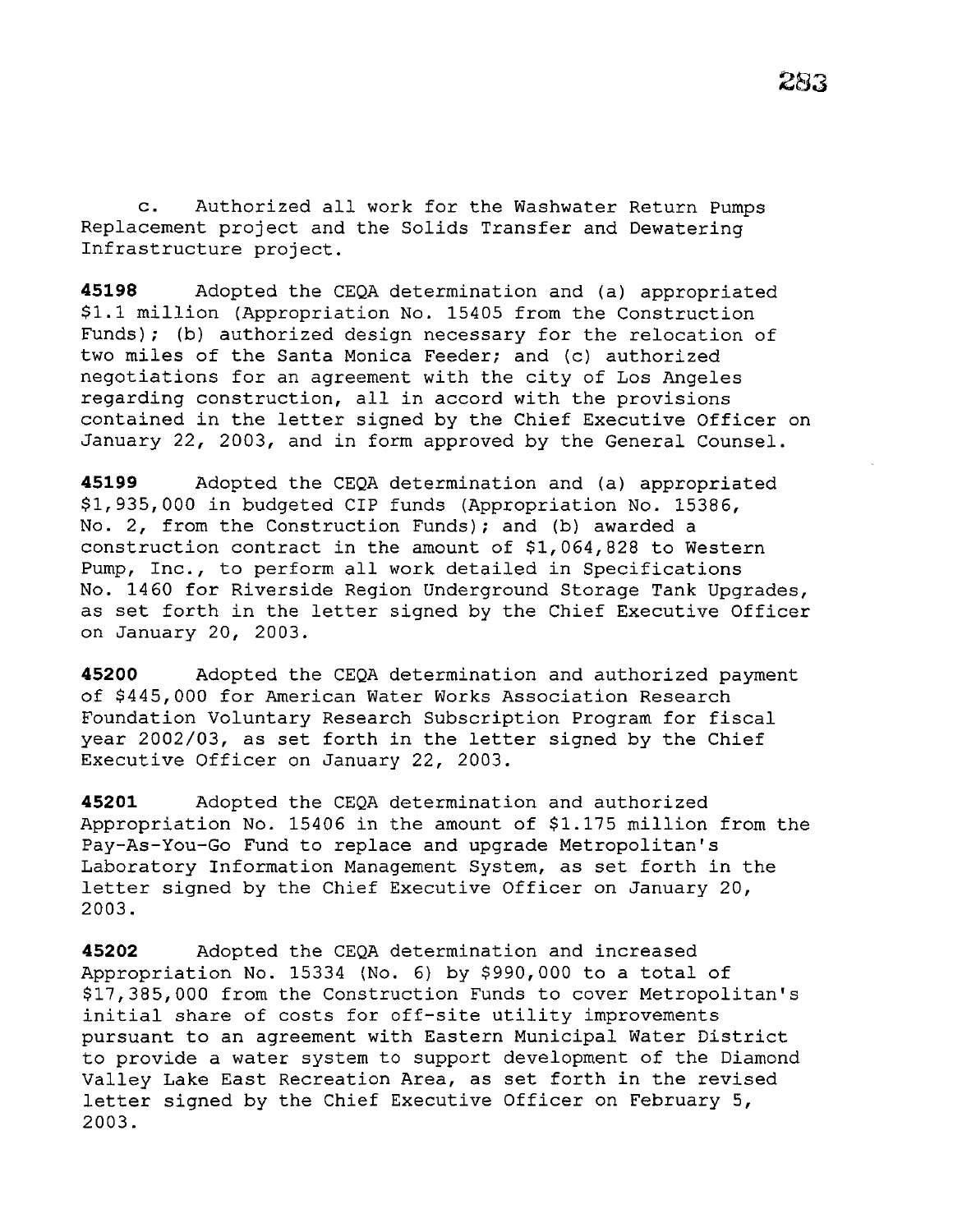c. Authorized all work for the Washwater Return Pumps Replacement project and the Solids Transfer and Dewatering Infrastructure project.

**45198** Adopted the CEQA determination and (a) appropriated $1.1 million (Appropriation No. 15405 from the Construction Funds); (b) authorized design necessary for the relocation of two miles of the Santa Monica Feeder; and (c) authorized negotiations for an agreement with the city of Los Angeles regarding construction, all in accord with the provisions contained in the letter signed by the Chief Executive Officer on January 22, 2003, and in form approved by the General Counsel.

**45199** Adopted the CEQA determination and (a) appropriated $1,935,000 in budgeted CIP funds (Appropriation No. 15386, No. 2, from the Construction Funds); and (b) awarded a construction contract in the amount of $1,064,828 to Western Pump, Inc., to perform all work detailed in Specifications No. 1460 for Riverside Region Underground Storage Tank Upgrades, as set forth in the letter signed by the Chief Executive Officer on January 20, 2003.

**45200** Adopted the CEQA determination and authorized payment of $445,000 for American Water Works Association Research Foundation Voluntary Research Subscription Program for fiscal year 2002/03, as set forth in the letter signed by the Chief Executive Officer on January 22, 2003.

**45201** Adopted the CEQA determination and authorized Appropriation No. 15406 in the amount of $1.175 million from the Pay-As-You-Go Fund to replace and upgrade Metropolitan's Laboratory Information Management System, as set forth in the letter signed by the Chief Executive Officer on January 20, 2003.

**45202** Adopted the CEQA determination and increased Appropriation No. 15334 (No. 6) by $990,000 to a total of $17,385,000 from the Construction Funds to cover Metropolitan's initial share of costs for off-site utility improvements pursuant to an agreement with Eastern Municipal Water District to provide a water system to support development of the Diamond Valley Lake East Recreation Area, as set forth in the revised letter signed by the Chief Executive Officer on February 5, 2003.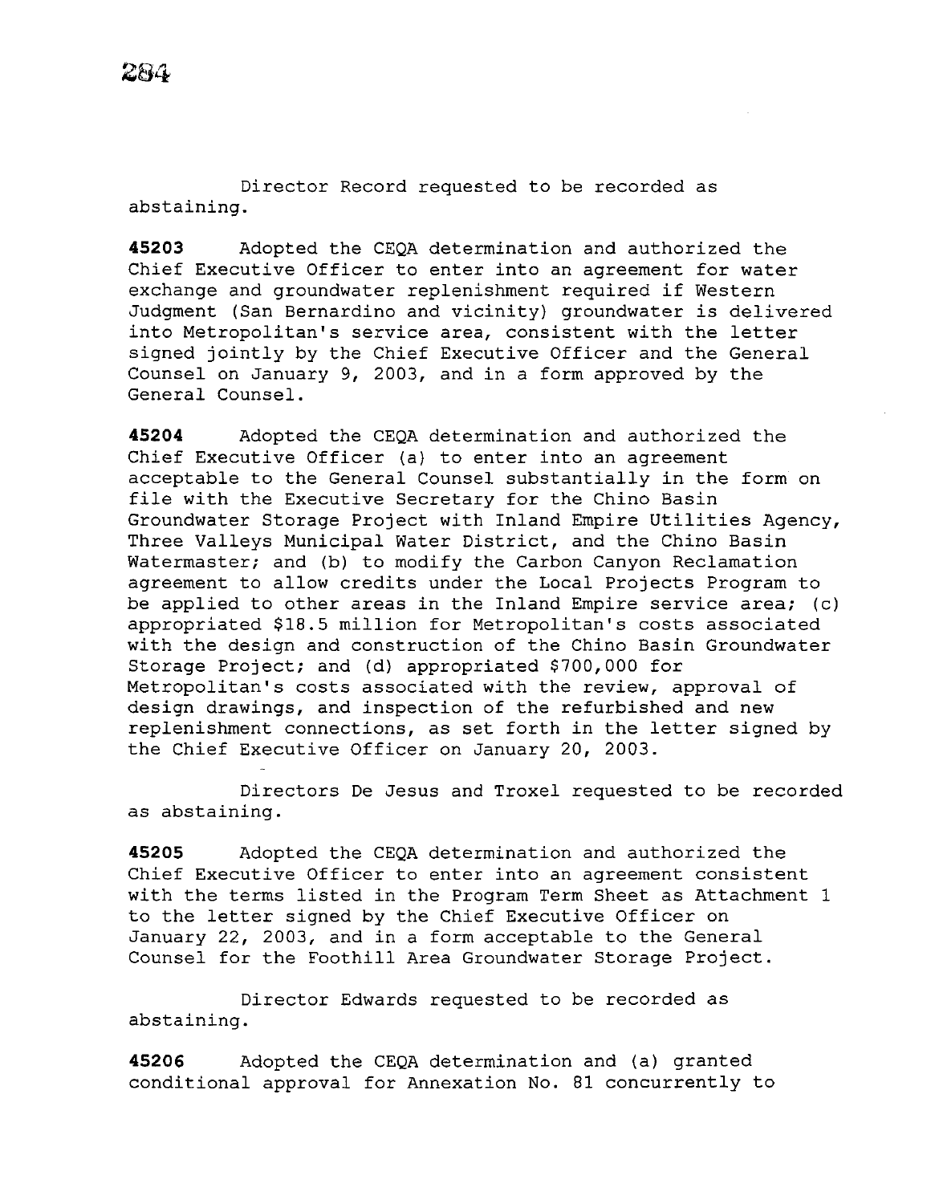Director Record requested to be recorded as abstaining.

**45203** Adopted the CEQA determination and authorized the Chief Executive Officer to enter into an agreement for water exchange and groundwater replenishment required if Western Judgment (San Bernardino and vicinity) groundwater is delivered into Metropolitan's service area, consistent with the letter signed jointly by the Chief Executive Officer and the General Counsel on January 9, 2003, and in a form approved by the General Counsel.

**45204** Adopted the CEQA determination and authorized the Chief Executive Officer (a) to enter into an agreement acceptable to the General Counsel substantially in the form on file with the Executive Secretary for the Chino Basin Groundwater Storage Project with Inland Empire Utilities Agency, Three Valleys Municipal Water District, and the Chino Basin Watermaster; and (b) to modify the Carbon Canyon Reclamation agreement to allow credits under the Local Projects Program to be applied to other areas in the Inland Empire service area; (c) appropriated $18.5 million for Metropolitan's costs associated with the design and construction of the Chino Basin Groundwater Storage Project; and (d) appropriated $700,000 for Metropolitan's costs associated with the review, approval of design drawings, and inspection of the refurbished and new replenishment connections, as set forth in the letter signed by the Chief Executive Officer on January 20, 2003.

Directors De Jesus and Troxel requested to be recorded as abstaining.

**45205** Adopted the CEQA determination and authorized the Chief Executive Officer to enter into an agreement consistent with the terms listed in the Program Term Sheet as Attachment 1 to the letter signed by the Chief Executive Officer on January 22, 2003, and in a form acceptable to the General Counsel for the Foothill Area Groundwater Storage Project.

Director Edwards requested to be recorded as abstaining.

**45206** Adopted the CEQA determination and (a) granted conditional approval for Annexation No. 81 concurrently to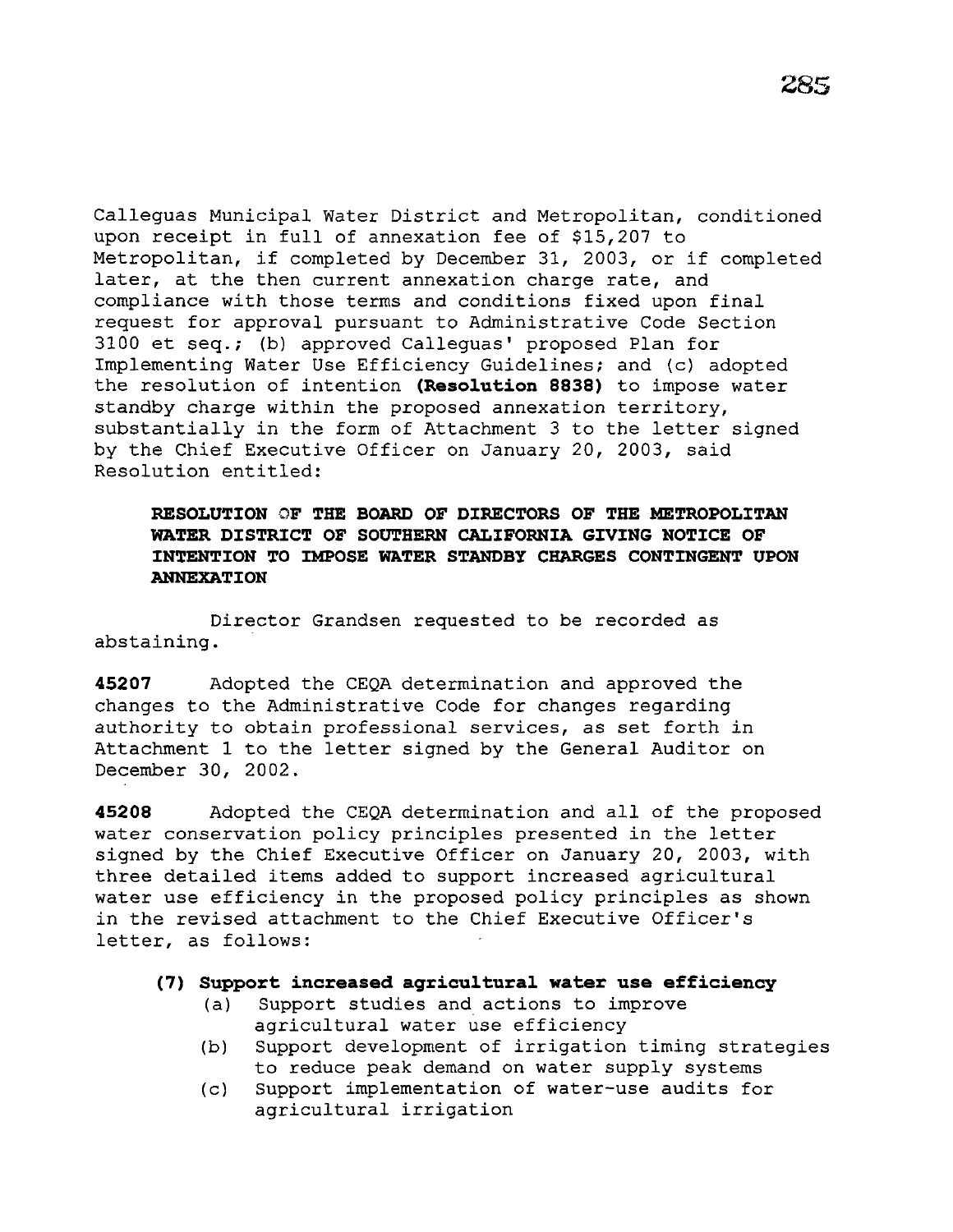Calleguas Municipal Water District and Metropolitan, conditioned upon receipt in full of annexation fee of $15,207 to Metropolitan, if completed by December 31, 2003, or if completed later, at the then current annexation charge rate, and compliance with those terms and conditions fixed upon final request for approval pursuant to Administrative Code Section 3100 et seq.; (b) approved Calleguas' proposed Plan for Implementing Water Use Efficiency Guidelines; and (c) adopted the resolution of intention **(Resolution 8838)** to impose water standby charge within the proposed annexation territory, substantially in the form of Attachment 3 to the letter signed by the Chief Executive Officer on January 20, 2003, said Resolution entitled:

> **RESOLUTION OF THE BOARD OF DIRECTORS OF THE METROPOLITAN WATER DISTRICT OF SOUTHERN CALIFORNIA GIVING NOTICE OF INTENTION TO IMPOSE WATER STANDBY CHARGES CONTINGENT UPON ANNEXATION**

Director Grandsen requested to be recorded as abstaining.

**45207** Adopted the CEQA determination and approved the changes to the Administrative Code for changes regarding authority to obtain professional services, as set forth in Attachment 1 to the letter signed by the General Auditor on December 30, 2002.

**45208** Adopted the CEQA determination and all of the proposed water conservation policy principles presented in the letter signed by the Chief Executive Officer on January 20, 2003, with three detailed items added to support increased agricultural water use efficiency in the proposed policy principles as shown in the revised attachment to the Chief Executive Officer's letter, as follows:

**(7) Support increased agricultural water use efficiency**

- (a) Support studies and actions to improve agricultural water use efficiency
- (b) Support development of irrigation timing strategies to reduce peak demand on water supply systems
- (c) Support implementation of water-use audits for agricultural irrigation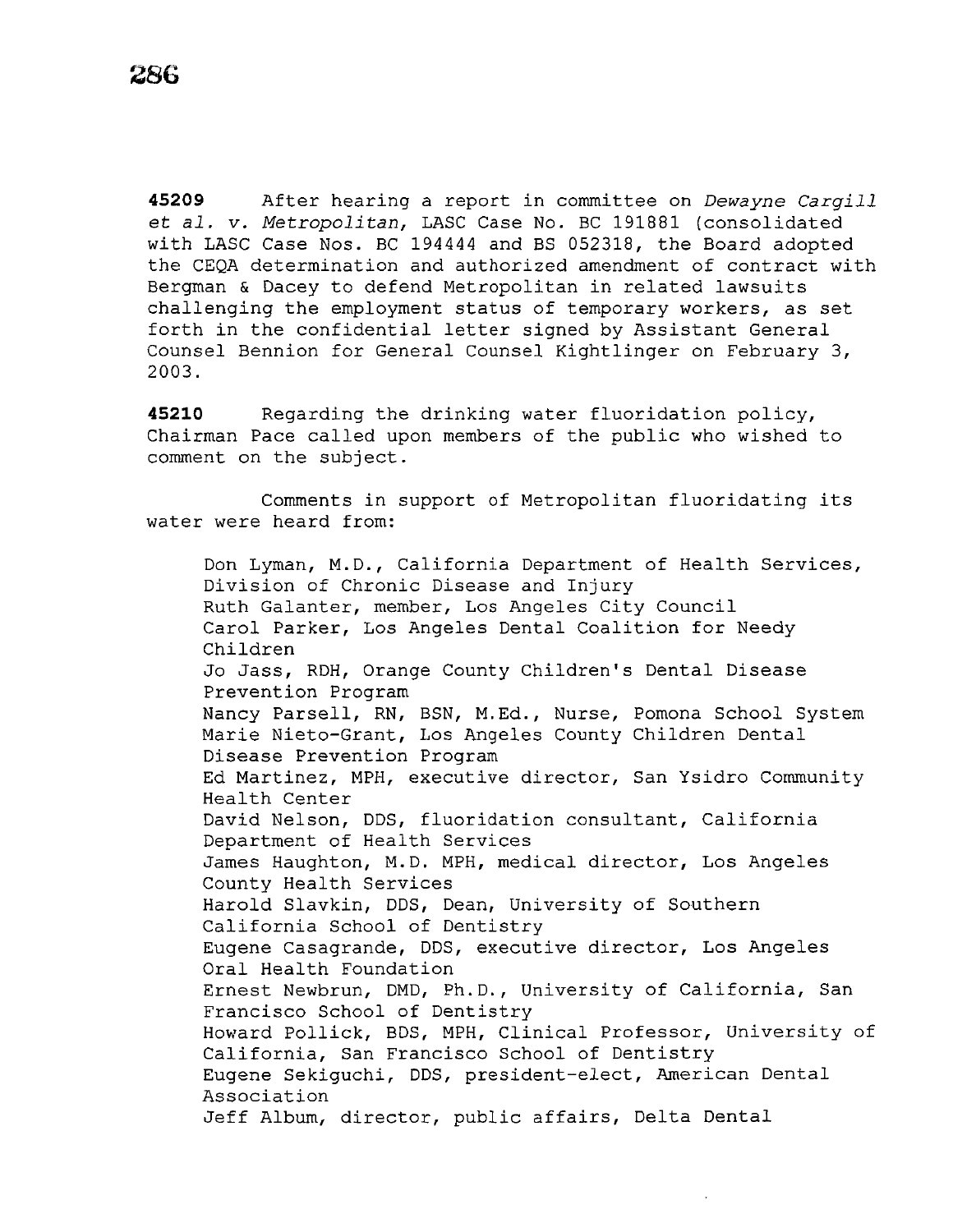**45209** After hearing a report in committee on *Dewayne Cargill et al. v. Metropolitan*, LASC Case No. BC 191881 (consolidated with LASC Case Nos. BC 194444 and BS 052318, the Board adopted the CEQA determination and authorized amendment of contract with Bergman & Dacey to defend Metropolitan in related lawsuits challenging the employment status of temporary workers, as set forth in the confidential letter signed by Assistant General Counsel Bennion for General Counsel Kightlinger on February 3, 2003.

**45210** Regarding the drinking water fluoridation policy, Chairman Pace called upon members of the public who wished to comment on the subject.

Comments in support of Metropolitan fluoridating its water were heard from:

Don Lyman, M.D., California Department of Health Services, Division of Chronic Disease and Injury
Ruth Galanter, member, Los Angeles City Council
Carol Parker, Los Angeles Dental Coalition for Needy Children
Jo Jass, RDH, Orange County Children's Dental Disease Prevention Program
Nancy Parsell, RN, BSN, M.Ed., Nurse, Pomona School System
Marie Nieto-Grant, Los Angeles County Children Dental Disease Prevention Program
Ed Martinez, MPH, executive director, San Ysidro Community Health Center
David Nelson, DDS, fluoridation consultant, California Department of Health Services
James Haughton, M.D. MPH, medical director, Los Angeles County Health Services
Harold Slavkin, DDS, Dean, University of Southern California School of Dentistry
Eugene Casagrande, DDS, executive director, Los Angeles Oral Health Foundation
Ernest Newbrun, DMD, Ph.D., University of California, San Francisco School of Dentistry
Howard Pollick, BDS, MPH, Clinical Professor, University of California, San Francisco School of Dentistry
Eugene Sekiguchi, DDS, president-elect, American Dental Association
Jeff Album, director, public affairs, Delta Dental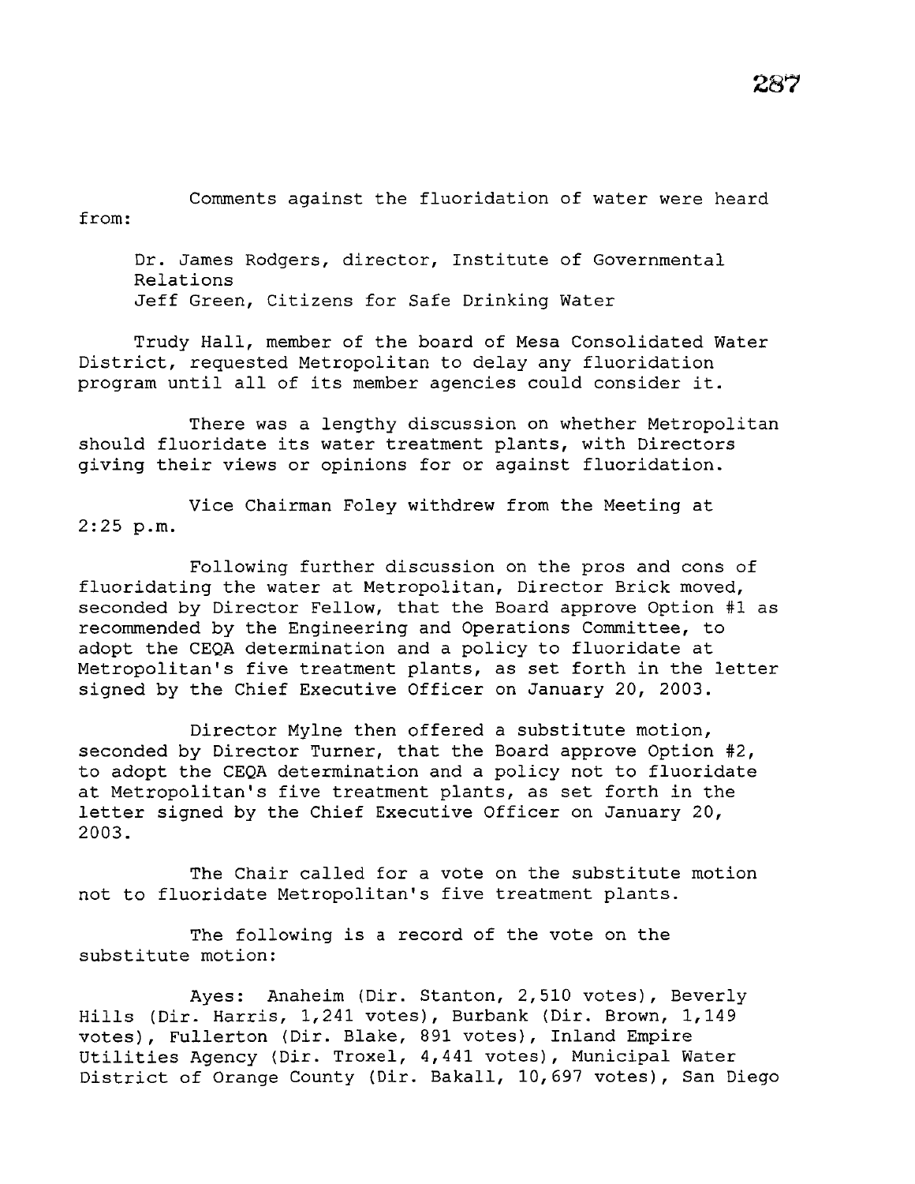Comments against the fluoridation of water were heard from:

> Dr. James Rodgers, director, Institute of Governmental Relations
> Jeff Green, Citizens for Safe Drinking Water

Trudy Hall, member of the board of Mesa Consolidated Water District, requested Metropolitan to delay any fluoridation program until all of its member agencies could consider it.

There was a lengthy discussion on whether Metropolitan should fluoridate its water treatment plants, with Directors giving their views or opinions for or against fluoridation.

Vice Chairman Foley withdrew from the Meeting at 2:25 p.m.

Following further discussion on the pros and cons of fluoridating the water at Metropolitan, Director Brick moved, seconded by Director Fellow, that the Board approve Option #1 as recommended by the Engineering and Operations Committee, to adopt the CEQA determination and a policy to fluoridate at Metropolitan's five treatment plants, as set forth in the letter signed by the Chief Executive Officer on January 20, 2003.

Director Mylne then offered a substitute motion, seconded by Director Turner, that the Board approve Option #2, to adopt the CEQA determination and a policy not to fluoridate at Metropolitan's five treatment plants, as set forth in the letter signed by the Chief Executive Officer on January 20, 2003.

The Chair called for a vote on the substitute motion not to fluoridate Metropolitan's five treatment plants.

The following is a record of the vote on the substitute motion:

Ayes: Anaheim (Dir. Stanton, 2,510 votes), Beverly Hills (Dir. Harris, 1,241 votes), Burbank (Dir. Brown, 1,149 votes), Fullerton (Dir. Blake, 891 votes), Inland Empire Utilities Agency (Dir. Troxel, 4,441 votes), Municipal Water District of Orange County (Dir. Bakall, 10,697 votes), San Diego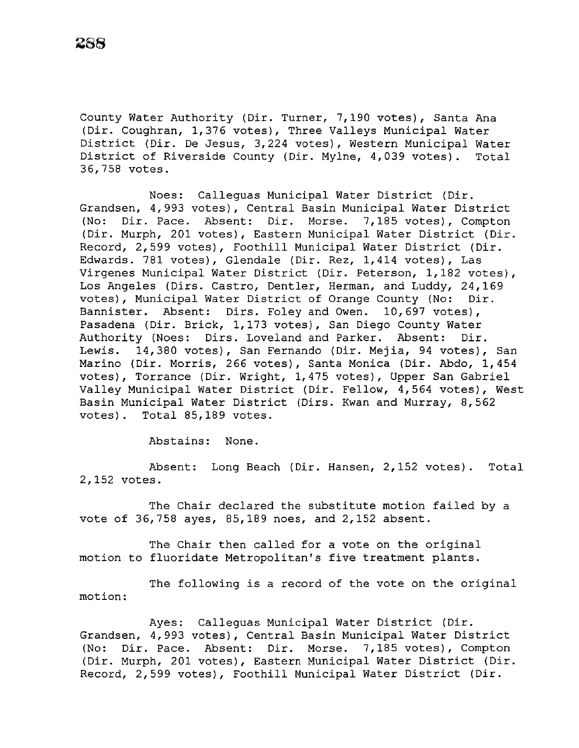County Water Authority (Dir. Turner, 7,190 votes), Santa Ana (Dir. Coughran, 1,376 votes), Three Valleys Municipal Water District (Dir. De Jesus, 3,224 votes), Western Municipal Water District of Riverside County (Dir. Mylne, 4,039 votes). Total 36,758 votes.

Noes: Calleguas Municipal Water District (Dir. Grandsen, 4,993 votes), Central Basin Municipal Water District (No: Dir. Pace. Absent: Dir. Morse. 7,185 votes), Compton (Dir. Murph, 201 votes), Eastern Municipal Water District (Dir. Record, 2,599 votes), Foothill Municipal Water District (Dir. Edwards. 781 votes), Glendale (Dir. Rez, 1,414 votes), Las Virgenes Municipal Water District (Dir. Peterson, 1,182 votes), Los Angeles (Dirs. Castro, Dentler, Herman, and Luddy, 24,169 votes), Municipal Water District of Orange County (No: Dir. Bannister. Absent: Dirs. Foley and Owen. 10,697 votes), Pasadena (Dir. Brick, 1,173 votes), San Diego County Water Authority (Noes: Dirs. Loveland and Parker. Absent: Dir. Lewis. 14,380 votes), San Fernando (Dir. Mejia, 94 votes), San Marino (Dir. Morris, 266 votes), Santa Monica (Dir. Abdo, 1,454 votes), Torrance (Dir. Wright, 1,475 votes), Upper San Gabriel Valley Municipal Water District (Dir. Fellow, 4,564 votes), West Basin Municipal Water District (Dirs. Kwan and Murray, 8,562 votes). Total 85,189 votes.

Abstains: None.

Absent: Long Beach (Dir. Hansen, 2,152 votes). Total 2,152 votes.

The Chair declared the substitute motion failed by a vote of 36,758 ayes, 85,189 noes, and 2,152 absent.

The Chair then called for a vote on the original motion to fluoridate Metropolitan's five treatment plants.

The following is a record of the vote on the original motion:

Ayes: Calleguas Municipal Water District (Dir. Grandsen, 4,993 votes), Central Basin Municipal Water District (No: Dir. Pace. Absent: Dir. Morse. 7,185 votes), Compton (Dir. Murph, 201 votes), Eastern Municipal Water District (Dir. Record, 2,599 votes), Foothill Municipal Water District (Dir.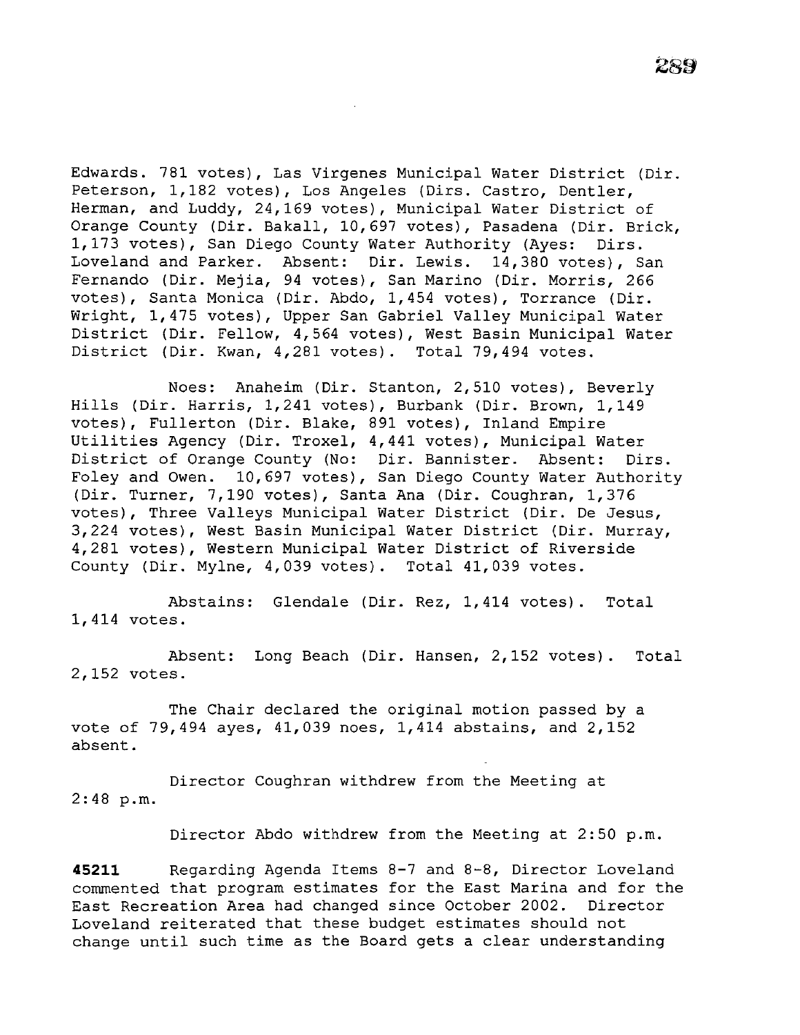Edwards. 781 votes), Las Virgenes Municipal Water District (Dir. Peterson, 1,182 votes), Los Angeles (Dirs. Castro, Dentler, Herman, and Luddy, 24,169 votes), Municipal Water District of Orange County (Dir. Bakall, 10,697 votes), Pasadena (Dir. Brick, 1,173 votes), San Diego County Water Authority (Ayes: Dirs. Loveland and Parker. Absent: Dir. Lewis. 14,380 votes), San Fernando (Dir. Mejia, 94 votes), San Marino (Dir. Morris, 266 votes), Santa Monica (Dir. Abdo, 1,454 votes), Torrance (Dir. Wright, 1,475 votes), Upper San Gabriel Valley Municipal Water District (Dir. Fellow, 4,564 votes), West Basin Municipal Water District (Dir. Kwan, 4,281 votes). Total 79,494 votes.

Noes: Anaheim (Dir. Stanton, 2,510 votes), Beverly Hills (Dir. Harris, 1,241 votes), Burbank (Dir. Brown, 1,149 votes), Fullerton (Dir. Blake, 891 votes), Inland Empire Utilities Agency (Dir. Troxel, 4,441 votes), Municipal Water District of Orange County (No: Dir. Bannister. Absent: Dirs. Foley and Owen. 10,697 votes), San Diego County Water Authority (Dir. Turner, 7,190 votes), Santa Ana (Dir. Coughran, 1,376 votes), Three Valleys Municipal Water District (Dir. De Jesus, 3,224 votes), West Basin Municipal Water District (Dir. Murray, 4,281 votes), Western Municipal Water District of Riverside County (Dir. Mylne, 4,039 votes). Total 41,039 votes.

Abstains: Glendale (Dir. Rez, 1,414 votes). Total 1,414 votes.

Absent: Long Beach (Dir. Hansen, 2,152 votes). Total 2,152 votes.

The Chair declared the original motion passed by a vote of 79,494 ayes, 41,039 noes, 1,414 abstains, and 2,152 absent.

Director Coughran withdrew from the Meeting at 2:48 p.m.

Director Abdo withdrew from the Meeting at 2:50 p.m.

**45211** Regarding Agenda Items 8-7 and 8-8, Director Loveland commented that program estimates for the East Marina and for the East Recreation Area had changed since October 2002. Director Loveland reiterated that these budget estimates should not change until such time as the Board gets a clear understanding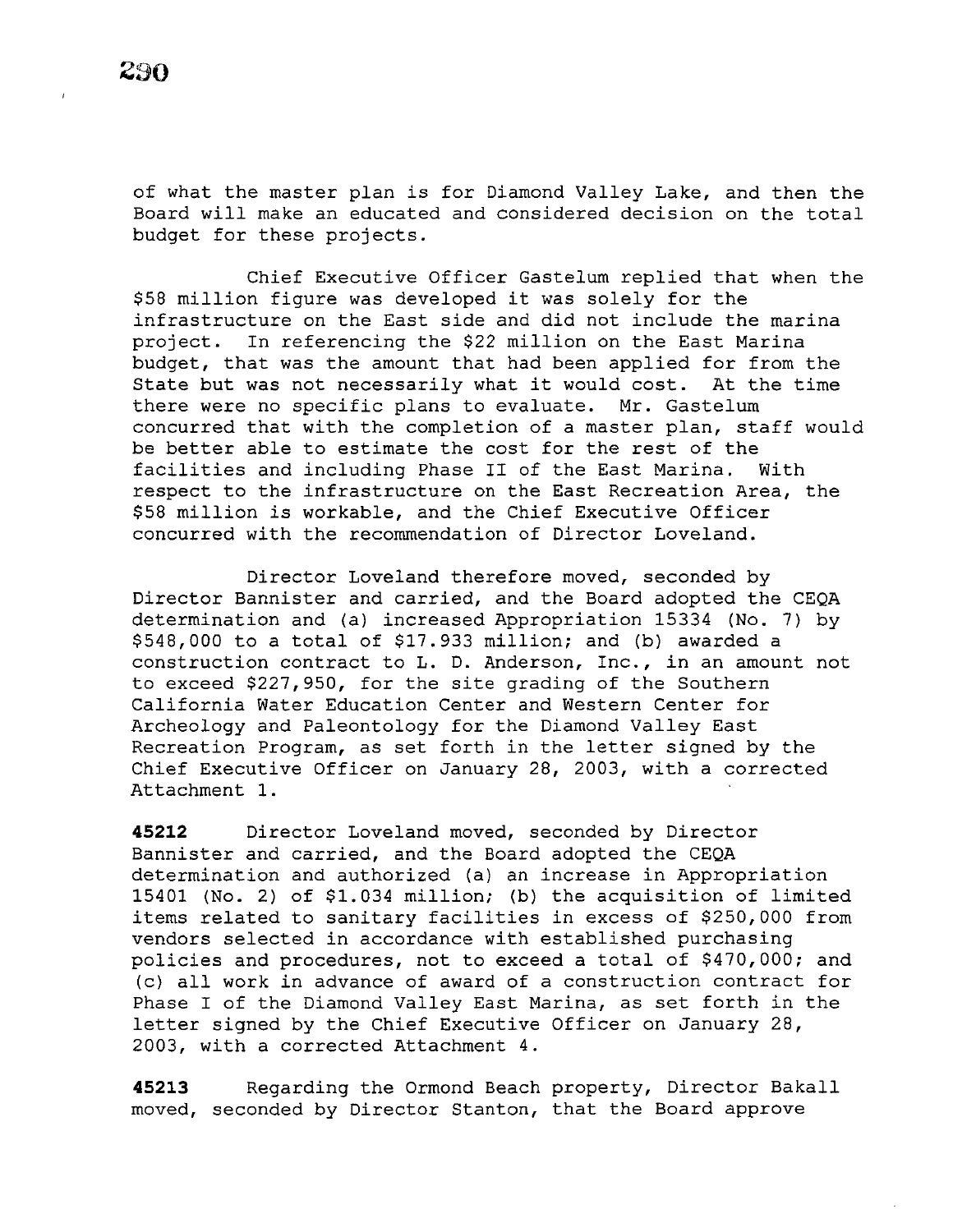of what the master plan is for Diamond Valley Lake, and then the Board will make an educated and considered decision on the total budget for these projects.

Chief Executive Officer Gastelum replied that when the $58 million figure was developed it was solely for the infrastructure on the East side and did not include the marina project. In referencing the $22 million on the East Marina budget, that was the amount that had been applied for from the State but was not necessarily what it would cost. At the time there were no specific plans to evaluate. Mr. Gastelum concurred that with the completion of a master plan, staff would be better able to estimate the cost for the rest of the facilities and including Phase II of the East Marina. With respect to the infrastructure on the East Recreation Area, the $58 million is workable, and the Chief Executive Officer concurred with the recommendation of Director Loveland.

Director Loveland therefore moved, seconded by Director Bannister and carried, and the Board adopted the CEQA determination and (a) increased Appropriation 15334 (No. 7) by $548,000 to a total of $17.933 million; and (b) awarded a construction contract to L. D. Anderson, Inc., in an amount not to exceed $227,950, for the site grading of the Southern California Water Education Center and Western Center for Archeology and Paleontology for the Diamond Valley East Recreation Program, as set forth in the letter signed by the Chief Executive Officer on January 28, 2003, with a corrected Attachment 1.

**45212** Director Loveland moved, seconded by Director Bannister and carried, and the Board adopted the CEQA determination and authorized (a) an increase in Appropriation 15401 (No. 2) of $1.034 million; (b) the acquisition of limited items related to sanitary facilities in excess of $250,000 from vendors selected in accordance with established purchasing policies and procedures, not to exceed a total of $470,000; and (c) all work in advance of award of a construction contract for Phase I of the Diamond Valley East Marina, as set forth in the letter signed by the Chief Executive Officer on January 28, 2003, with a corrected Attachment 4.

**45213** Regarding the Ormond Beach property, Director Bakall moved, seconded by Director Stanton, that the Board approve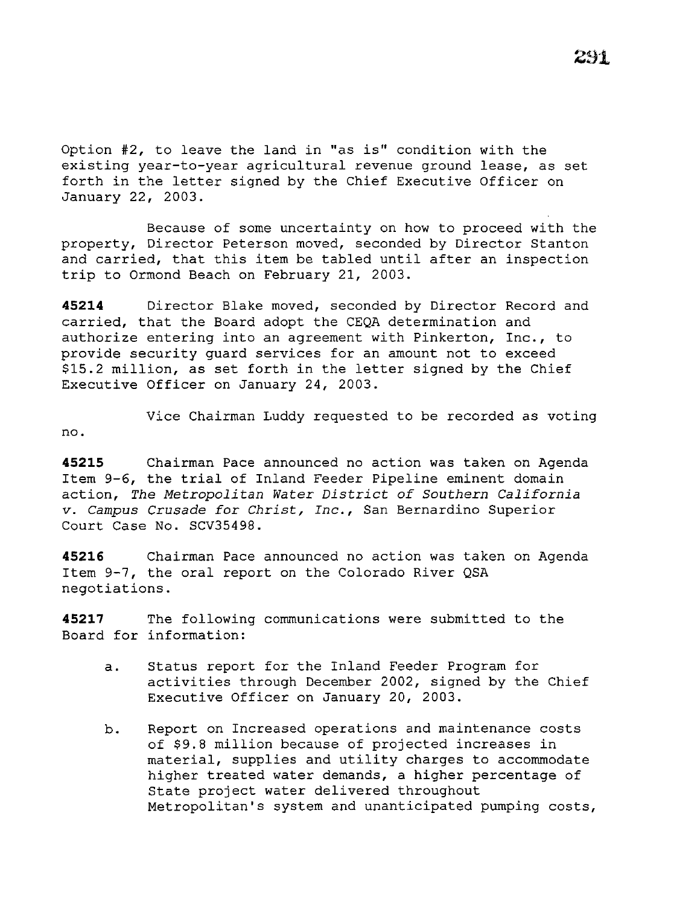Option #2, to leave the land in "as is" condition with the existing year-to-year agricultural revenue ground lease, as set forth in the letter signed by the Chief Executive Officer on January 22, 2003.

Because of some uncertainty on how to proceed with the property, Director Peterson moved, seconded by Director Stanton and carried, that this item be tabled until after an inspection trip to Ormond Beach on February 21, 2003.

**45214** Director Blake moved, seconded by Director Record and carried, that the Board adopt the CEQA determination and authorize entering into an agreement with Pinkerton, Inc., to provide security guard services for an amount not to exceed $15.2 million, as set forth in the letter signed by the Chief Executive Officer on January 24, 2003.

Vice Chairman Luddy requested to be recorded as voting no.

**45215** Chairman Pace announced no action was taken on Agenda Item 9-6, the trial of Inland Feeder Pipeline eminent domain action, *The Metropolitan Water District of Southern California v. Campus Crusade for Christ, Inc.*, San Bernardino Superior Court Case No. SCV35498.

**45216** Chairman Pace announced no action was taken on Agenda Item 9-7, the oral report on the Colorado River QSA negotiations.

**45217** The following communications were submitted to the Board for information:

a. Status report for the Inland Feeder Program for activities through December 2002, signed by the Chief Executive Officer on January 20, 2003.

b. Report on Increased operations and maintenance costs of $9.8 million because of projected increases in material, supplies and utility charges to accommodate higher treated water demands, a higher percentage of State project water delivered throughout Metropolitan's system and unanticipated pumping costs,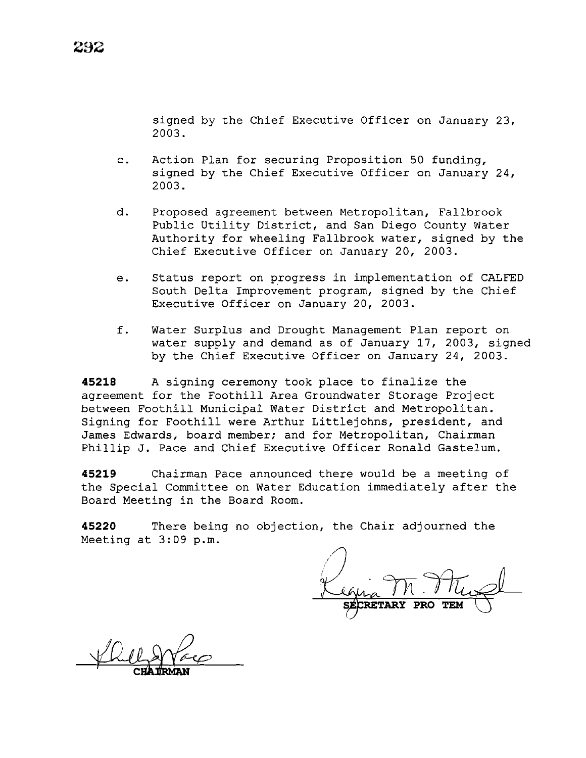signed by the Chief Executive Officer on January 23, 2003.

c. Action Plan for securing Proposition 50 funding, signed by the Chief Executive Officer on January 24, 2003.

d. Proposed agreement between Metropolitan, Fallbrook Public Utility District, and San Diego County Water Authority for wheeling Fallbrook water, signed by the Chief Executive Officer on January 20, 2003.

e. Status report on progress in implementation of CALFED South Delta Improvement program, signed by the Chief Executive Officer on January 20, 2003.

f. Water Surplus and Drought Management Plan report on water supply and demand as of January 17, 2003, signed by the Chief Executive Officer on January 24, 2003.

**45218** A signing ceremony took place to finalize the agreement for the Foothill Area Groundwater Storage Project between Foothill Municipal Water District and Metropolitan. Signing for Foothill were Arthur Littlejohns, president, and James Edwards, board member; and for Metropolitan, Chairman Phillip J. Pace and Chief Executive Officer Ronald Gastelum.

**45219** Chairman Pace announced there would be a meeting of the Special Committee on Water Education immediately after the Board Meeting in the Board Room.

**45220** There being no objection, the Chair adjourned the Meeting at 3:09 p.m.

SECRETARY PRO TEM

CHAIRMAN